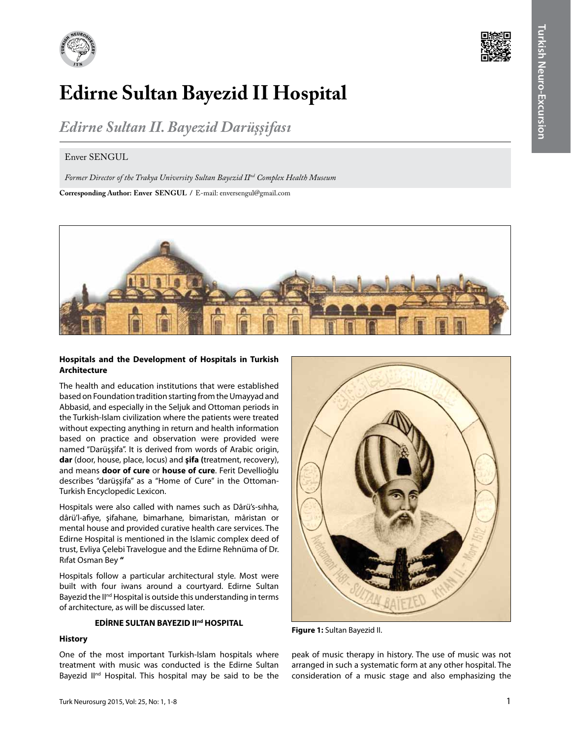# Edirne Sultan Bayezid II Hospital

## *Edirne Sultan II. Bayezid Darüşşifası*

Enver SENGUL

*Former Director of the Trakya University Sultan Bayezid II[nd] Complex Health Museum*

**Corresponding Author: Enver SENGUL /** E-mail: enversengul@gmail.com

### Hospitals and the Development of Hospitals in Turkish Architecture

The health and education institutions that were established based on Foundation tradition starting from the Umayyad and Abbasid, and especially in the Seljuk and Ottoman periods in the Turkish-Islam civilization where the patients were treated without expecting anything in return and health information based on practice and observation were provided were named "Darüşşifa". It is derived from words of Arabic origin, **dar** (door, house, place, locus) and **şifa (**treatment, recovery), and means **door of cure** or **house of cure**. Ferit Devellioğlu describes "darüşşifa" as a "Home of Cure" in the Ottoman-Turkish Encyclopedic Lexicon.

Hospitals were also called with names such as Dârü's-sıhha, dârü'l-afiye, şifahane, bimarhane, bimaristan, mâristan or mental house and provided curative health care services. The Edirne Hospital is mentioned in the Islamic complex deed of trust, Evliya Çelebi Travelogue and the Edirne Rehnüma of Dr. Rıfat Osman Bey **"**

Hospitals follow a particular architectural style. Most were built with four iwans around a courtyard. Edirne Sultan Bayezid the II[nd] Hospital is outside this understanding in terms of architecture, as will be discussed later.

### EDİRNE SULTAN BAYEZID II[nd] HOSPITAL

#### History

One of the most important Turkish-Islam hospitals where treatment with music was conducted is the Edirne Sultan Bayezid II[nd] Hospital. This hospital may be said to be the peak of music therapy in history. The use of music was not arranged in such a systematic form at any other hospital. The consideration of a music stage and also emphasizing the

**Figure 1:** Sultan Bayezid II.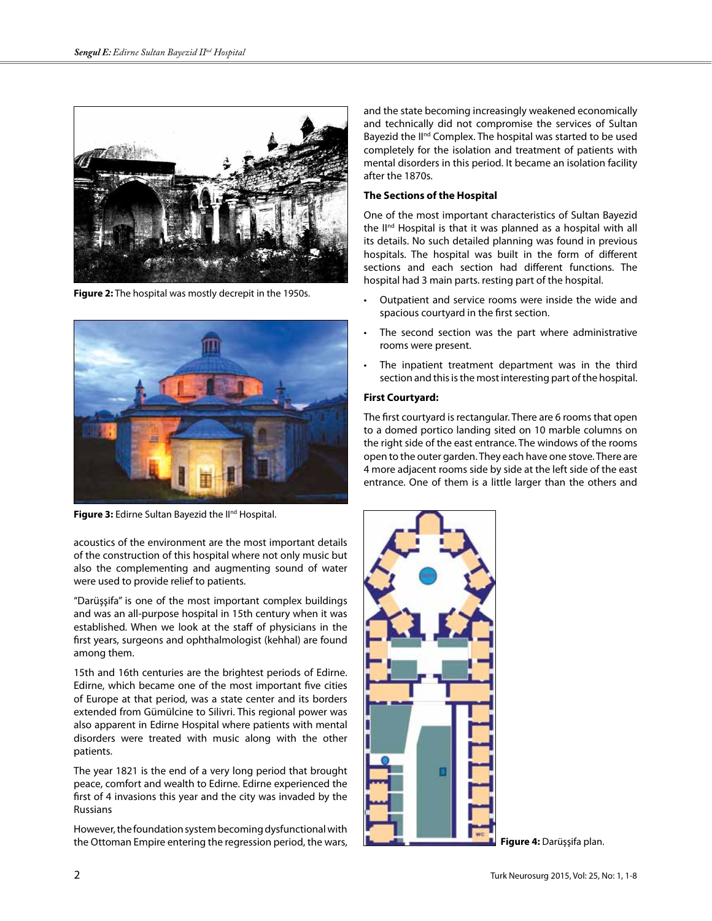Figure 2: The hospital was mostly decrepit in the 1950s.

Figure 3: Edirne Sultan Bayezid the II[nd] Hospital.

acoustics of the environment are the most important details of the construction of this hospital where not only music but also the complementing and augmenting sound of water were used to provide relief to patients.

"Darüşşifa" is one of the most important complex buildings and was an all-purpose hospital in 15th century when it was established. When we look at the staff of physicians in the first years, surgeons and ophthalmologist (kehhal) are found among them.

15th and 16th centuries are the brightest periods of Edirne. Edirne, which became one of the most important five cities of Europe at that period, was a state center and its borders extended from Gümülcine to Silivri. This regional power was also apparent in Edirne Hospital where patients with mental disorders were treated with music along with the other patients.

The year 1821 is the end of a very long period that brought peace, comfort and wealth to Edirne. Edirne experienced the first of 4 invasions this year and the city was invaded by the Russians

However, the foundation system becoming dysfunctional with the Ottoman Empire entering the regression period, the wars, and the state becoming increasingly weakened economically and technically did not compromise the services of Sultan Bayezid the II[nd] Complex. The hospital was started to be used completely for the isolation and treatment of patients with mental disorders in this period. It became an isolation facility after the 1870s.

**The Sections of the Hospital**

One of the most important characteristics of Sultan Bayezid the II[nd] Hospital is that it was planned as a hospital with all its details. No such detailed planning was found in previous hospitals. The hospital was built in the form of different sections and each section had different functions. The hospital had 3 main parts. resting part of the hospital.

- Outpatient and service rooms were inside the wide and spacious courtyard in the first section.
- The second section was the part where administrative rooms were present.
- The inpatient treatment department was in the third section and this is the most interesting part of the hospital.

**First Courtyard:**

The first courtyard is rectangular. There are 6 rooms that open to a domed portico landing sited on 10 marble columns on the right side of the east entrance. The windows of the rooms open to the outer garden. They each have one stove. There are 4 more adjacent rooms side by side at the left side of the east entrance. One of them is a little larger than the others and

Figure 4: Darüşşifa plan.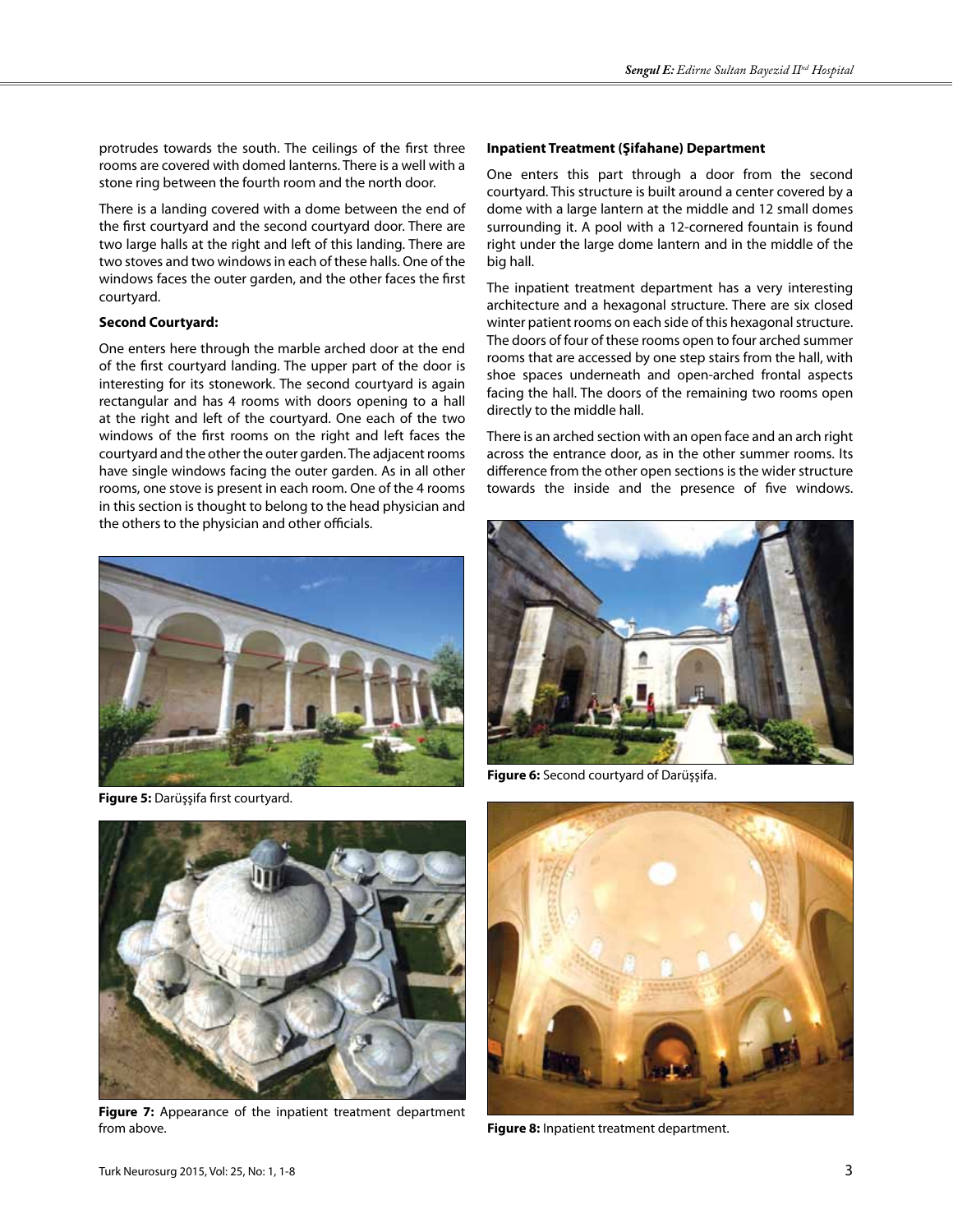protrudes towards the south. The ceilings of the first three rooms are covered with domed lanterns. There is a well with a stone ring between the fourth room and the north door.

There is a landing covered with a dome between the end of the first courtyard and the second courtyard door. There are two large halls at the right and left of this landing. There are two stoves and two windows in each of these halls. One of the windows faces the outer garden, and the other faces the first courtyard.

**Second Courtyard:**

One enters here through the marble arched door at the end of the first courtyard landing. The upper part of the door is interesting for its stonework. The second courtyard is again rectangular and has 4 rooms with doors opening to a hall at the right and left of the courtyard. One each of the two windows of the first rooms on the right and left faces the courtyard and the other the outer garden. The adjacent rooms have single windows facing the outer garden. As in all other rooms, one stove is present in each room. One of the 4 rooms in this section is thought to belong to the head physician and the others to the physician and other officials.

Figure 5: Darüşşifa first courtyard.

Figure 7: Appearance of the inpatient treatment department from above.

**Inpatient Treatment (Şifahane) Department**

One enters this part through a door from the second courtyard. This structure is built around a center covered by a dome with a large lantern at the middle and 12 small domes surrounding it. A pool with a 12-cornered fountain is found right under the large dome lantern and in the middle of the big hall.

The inpatient treatment department has a very interesting architecture and a hexagonal structure. There are six closed winter patient rooms on each side of this hexagonal structure. The doors of four of these rooms open to four arched summer rooms that are accessed by one step stairs from the hall, with shoe spaces underneath and open-arched frontal aspects facing the hall. The doors of the remaining two rooms open directly to the middle hall.

There is an arched section with an open face and an arch right across the entrance door, as in the other summer rooms. Its difference from the other open sections is the wider structure towards the inside and the presence of five windows.

Figure 6: Second courtyard of Darüşşifa.

Figure 8: Inpatient treatment department.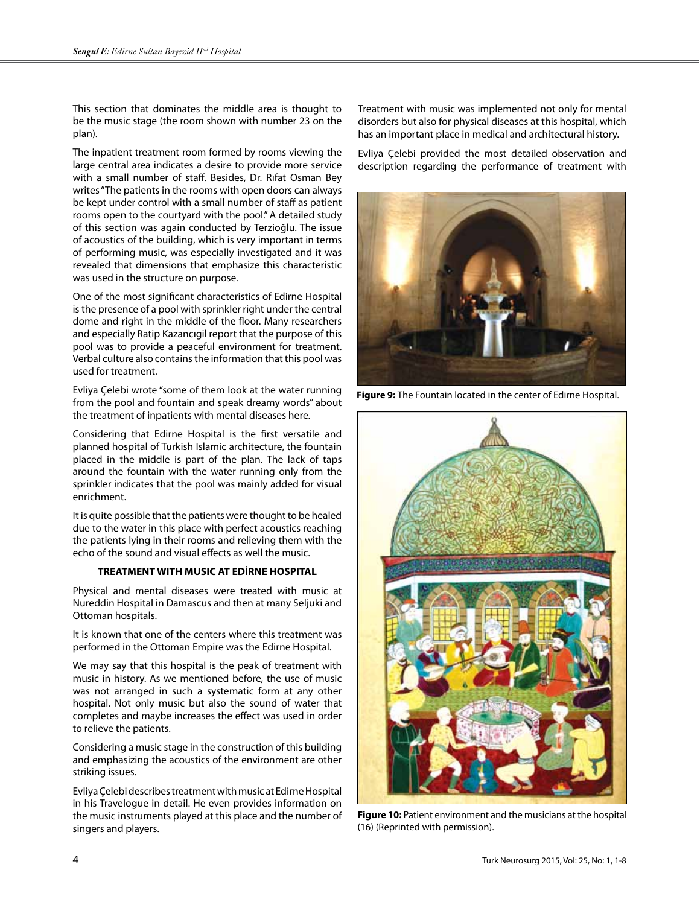This section that dominates the middle area is thought to be the music stage (the room shown with number 23 on the plan).

The inpatient treatment room formed by rooms viewing the large central area indicates a desire to provide more service with a small number of staff. Besides, Dr. Rıfat Osman Bey writes "The patients in the rooms with open doors can always be kept under control with a small number of staff as patient rooms open to the courtyard with the pool." A detailed study of this section was again conducted by Terzioğlu. The issue of acoustics of the building, which is very important in terms of performing music, was especially investigated and it was revealed that dimensions that emphasize this characteristic was used in the structure on purpose.

One of the most significant characteristics of Edirne Hospital is the presence of a pool with sprinkler right under the central dome and right in the middle of the floor. Many researchers and especially Ratip Kazancıgil report that the purpose of this pool was to provide a peaceful environment for treatment. Verbal culture also contains the information that this pool was used for treatment.

Evliya Çelebi wrote "some of them look at the water running from the pool and fountain and speak dreamy words" about the treatment of inpatients with mental diseases here.

Considering that Edirne Hospital is the first versatile and planned hospital of Turkish Islamic architecture, the fountain placed in the middle is part of the plan. The lack of taps around the fountain with the water running only from the sprinkler indicates that the pool was mainly added for visual enrichment.

It is quite possible that the patients were thought to be healed due to the water in this place with perfect acoustics reaching the patients lying in their rooms and relieving them with the echo of the sound and visual effects as well the music.

## TREATMENT WITH MUSIC AT EDİRNE HOSPITAL

Physical and mental diseases were treated with music at Nureddin Hospital in Damascus and then at many Seljuki and Ottoman hospitals.

It is known that one of the centers where this treatment was performed in the Ottoman Empire was the Edirne Hospital.

We may say that this hospital is the peak of treatment with music in history. As we mentioned before, the use of music was not arranged in such a systematic form at any other hospital. Not only music but also the sound of water that completes and maybe increases the effect was used in order to relieve the patients.

Considering a music stage in the construction of this building and emphasizing the acoustics of the environment are other striking issues.

Evliya Çelebi describes treatment with music at Edirne Hospital in his Travelogue in detail. He even provides information on the music instruments played at this place and the number of singers and players.

Treatment with music was implemented not only for mental disorders but also for physical diseases at this hospital, which has an important place in medical and architectural history.

Evliya Çelebi provided the most detailed observation and description regarding the performance of treatment with

**Figure 9:** The Fountain located in the center of Edirne Hospital.

**Figure 10:** Patient environment and the musicians at the hospital (16) (Reprinted with permission).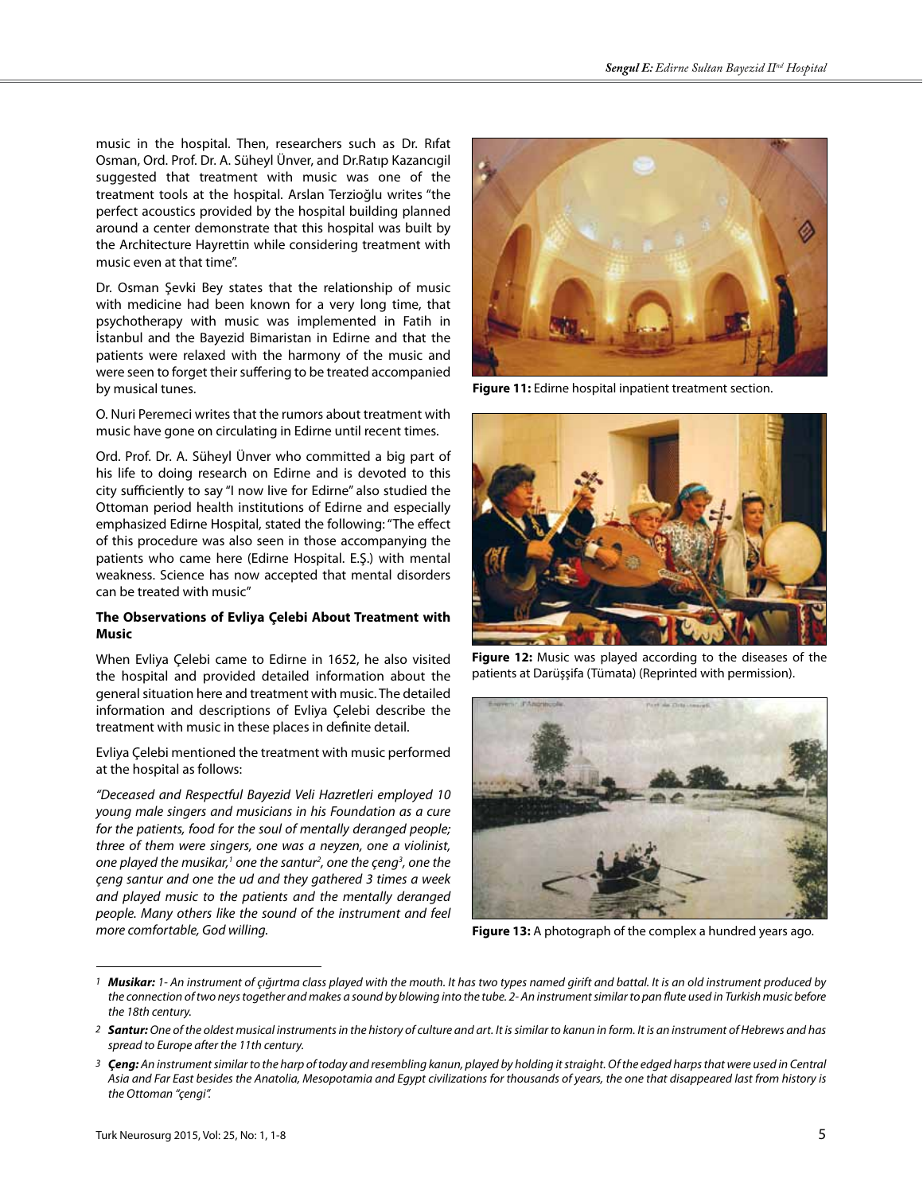music in the hospital. Then, researchers such as Dr. Rıfat Osman, Ord. Prof. Dr. A. Süheyl Ünver, and Dr.Ratıp Kazancıgil suggested that treatment with music was one of the treatment tools at the hospital. Arslan Terzioğlu writes "the perfect acoustics provided by the hospital building planned around a center demonstrate that this hospital was built by the Architecture Hayrettin while considering treatment with music even at that time".

Dr. Osman Şevki Bey states that the relationship of music with medicine had been known for a very long time, that psychotherapy with music was implemented in Fatih in İstanbul and the Bayezid Bimaristan in Edirne and that the patients were relaxed with the harmony of the music and were seen to forget their suffering to be treated accompanied by musical tunes.

O. Nuri Peremeci writes that the rumors about treatment with music have gone on circulating in Edirne until recent times.

Ord. Prof. Dr. A. Süheyl Ünver who committed a big part of his life to doing research on Edirne and is devoted to this city sufficiently to say "I now live for Edirne" also studied the Ottoman period health institutions of Edirne and especially emphasized Edirne Hospital, stated the following: "The effect of this procedure was also seen in those accompanying the patients who came here (Edirne Hospital. E.Ş.) with mental weakness. Science has now accepted that mental disorders can be treated with music"

**The Observations of Evliya Çelebi About Treatment with Music**

When Evliya Çelebi came to Edirne in 1652, he also visited the hospital and provided detailed information about the general situation here and treatment with music. The detailed information and descriptions of Evliya Çelebi describe the treatment with music in these places in definite detail.

Evliya Çelebi mentioned the treatment with music performed at the hospital as follows:

*"Deceased and Respectful Bayezid Veli Hazretleri employed 10 young male singers and musicians in his Foundation as a cure for the patients, food for the soul of mentally deranged people; three of them were singers, one was a neyzen, one a violinist, one played the musikar,[1] one the santur[2], one the çeng[3], one the çeng santur and one the ud and they gathered 3 times a week and played music to the patients and the mentally deranged people. Many others like the sound of the instrument and feel more comfortable, God willing.*

**Figure 11:** Edirne hospital inpatient treatment section.

**Figure 12:** Music was played according to the diseases of the patients at Darüşşifa (Tümata) (Reprinted with permission).

**Figure 13:** A photograph of the complex a hundred years ago.

---

1 ***Musikar:*** *1- An instrument of çığırtma class played with the mouth. It has two types named girift and battal. It is an old instrument produced by the connection of two neys together and makes a sound by blowing into the tube. 2- An instrument similar to pan flute used in Turkish music before the 18th century.*

2 ***Santur:*** *One of the oldest musical instruments in the history of culture and art. It is similar to kanun in form. It is an instrument of Hebrews and has spread to Europe after the 11th century.*

3 ***Çeng:*** *An instrument similar to the harp of today and resembling kanun, played by holding it straight. Of the edged harps that were used in Central Asia and Far East besides the Anatolia, Mesopotamia and Egypt civilizations for thousands of years, the one that disappeared last from history is the Ottoman "çengi".*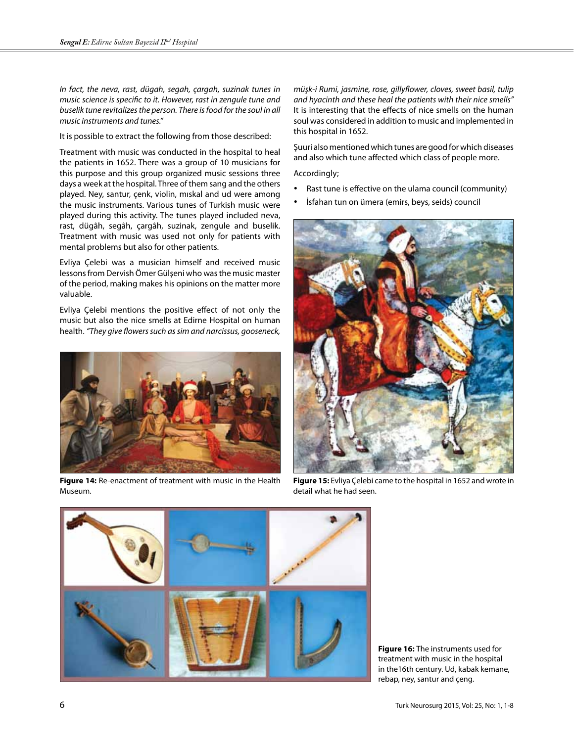*In fact, the neva, rast, dügah, segah, çargah, suzinak tunes in music science is specific to it. However, rast in zengule tune and buselik tune revitalizes the person. There is food for the soul in all music instruments and tunes."*

It is possible to extract the following from those described:

Treatment with music was conducted in the hospital to heal the patients in 1652. There was a group of 10 musicians for this purpose and this group organized music sessions three days a week at the hospital. Three of them sang and the others played. Ney, santur, çenk, violin, mıskal and ud were among the music instruments. Various tunes of Turkish music were played during this activity. The tunes played included neva, rast, dügâh, segâh, çargâh, suzinak, zengule and buselik. Treatment with music was used not only for patients with mental problems but also for other patients.

Evliya Çelebi was a musician himself and received music lessons from Dervish Ömer Gülşeni who was the music master of the period, making makes his opinions on the matter more valuable.

Evliya Çelebi mentions the positive effect of not only the music but also the nice smells at Edirne Hospital on human health. *"They give flowers such as sim and narcissus, gooseneck, müşk-i Rumi, jasmine, rose, gillyflower, cloves, sweet basil, tulip and hyacinth and these heal the patients with their nice smells"* It is interesting that the effects of nice smells on the human soul was considered in addition to music and implemented in this hospital in 1652.

Şuuri also mentioned which tunes are good for which diseases and also which tune affected which class of people more.

Accordingly;

- Rast tune is effective on the ulama council (community)
- İsfahan tun on ümera (emirs, beys, seids) council

**Figure 14:** Re-enactment of treatment with music in the Health Museum.

**Figure 15:** Evliya Çelebi came to the hospital in 1652 and wrote in detail what he had seen.

**Figure 16:** The instruments used for treatment with music in the hospital in the16th century. Ud, kabak kemane, rebap, ney, santur and çeng.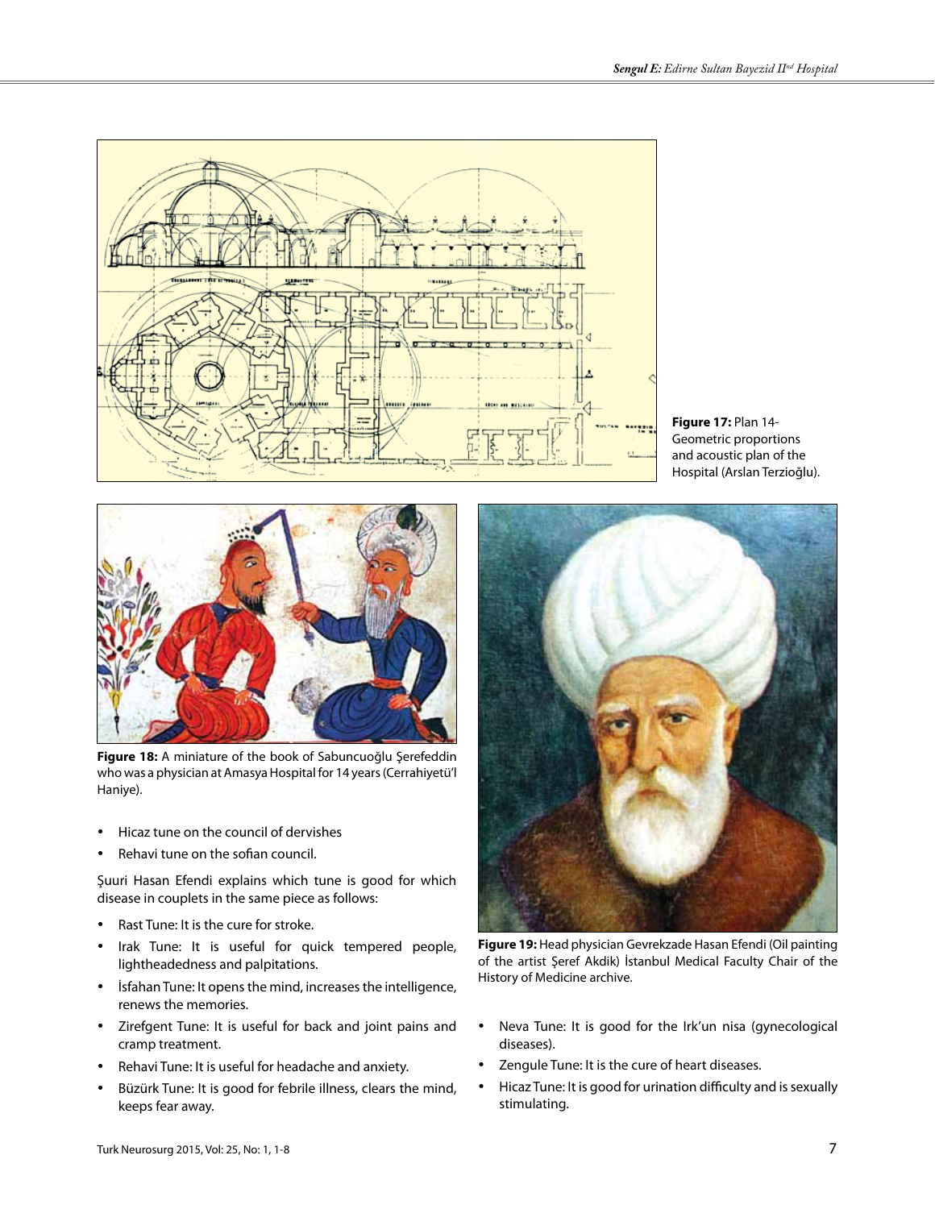**Figure 17:** Plan 14- Geometric proportions and acoustic plan of the Hospital (Arslan Terzioğlu).

**Figure 18:** A miniature of the book of Sabuncuoğlu Şerefeddin who was a physician at Amasya Hospital for 14 years (Cerrahiyetü'l Haniye).

- Hicaz tune on the council of dervishes
- Rehavi tune on the sofian council.

Şuuri Hasan Efendi explains which tune is good for which disease in couplets in the same piece as follows:

- Rast Tune: It is the cure for stroke.
- Irak Tune: It is useful for quick tempered people, lightheadedness and palpitations.
- İsfahan Tune: It opens the mind, increases the intelligence, renews the memories.
- Zirefgent Tune: It is useful for back and joint pains and cramp treatment.
- Rehavi Tune: It is useful for headache and anxiety.
- Büzürk Tune: It is good for febrile illness, clears the mind, keeps fear away.

**Figure 19:** Head physician Gevrekzade Hasan Efendi (Oil painting of the artist Şeref Akdik) İstanbul Medical Faculty Chair of the History of Medicine archive.

- Neva Tune: It is good for the Irk'un nisa (gynecological diseases).
- Zengule Tune: It is the cure of heart diseases.
- Hicaz Tune: It is good for urination difficulty and is sexually stimulating.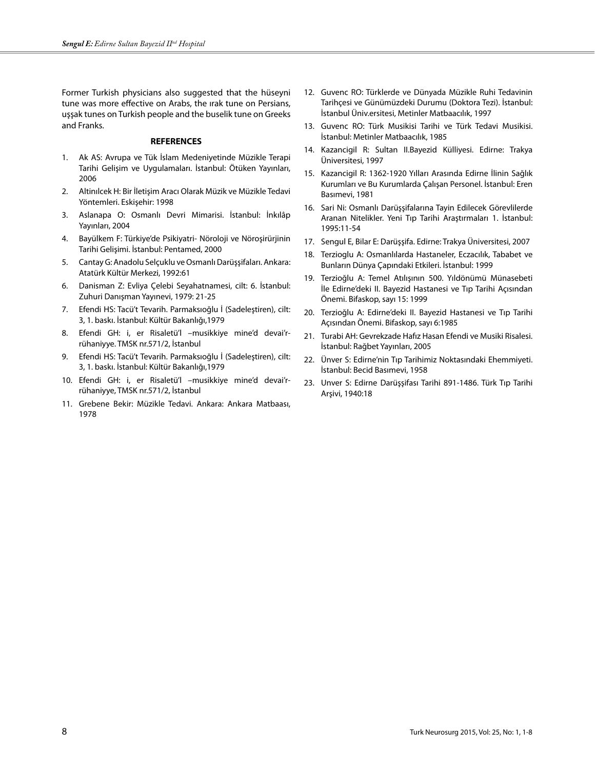Former Turkish physicians also suggested that the hüseyni tune was more effective on Arabs, the ırak tune on Persians, uşşak tunes on Turkish people and the buselik tune on Greeks and Franks.

## REFERENCES

1. Ak AS: Avrupa ve Tük İslam Medeniyetinde Müzikle Terapi Tarihi Gelişim ve Uygulamaları. İstanbul: Ötüken Yayınları, 2006
2. Altinılcek H: Bir İletişim Aracı Olarak Müzik ve Müzikle Tedavi Yöntemleri. Eskişehir: 1998
3. Aslanapa O: Osmanlı Devri Mimarisi. İstanbul: İnkılâp Yayınları, 2004
4. Bayülkem F: Türkiye'de Psikiyatri- Nöroloji ve Nöroşirürjinin Tarihi Gelişimi. İstanbul: Pentamed, 2000
5. Cantay G: Anadolu Selçuklu ve Osmanlı Darüşşifaları. Ankara: Atatürk Kültür Merkezi, 1992:61
6. Danisman Z: Evliya Çelebi Seyahatnamesi, cilt: 6. İstanbul: Zuhuri Danışman Yayınevi, 1979: 21-25
7. Efendi HS: Tacü't Tevarih. Parmaksıoğlu İ (Sadeleştiren), cilt: 3, 1. baskı. İstanbul: Kültür Bakanlığı,1979
8. Efendi GH: i, er Risaletü'l –musikkiye mine'd devai'r-rühaniyye. TMSK nr.571/2, İstanbul
9. Efendi HS: Tacü't Tevarih. Parmaksıoğlu İ (Sadeleştiren), cilt: 3, 1. baskı. İstanbul: Kültür Bakanlığı,1979
10. Efendi GH: i, er Risaletü'l –musikkiye mine'd devai'r-rühaniyye, TMSK nr.571/2, İstanbul
11. Grebene Bekir: Müzikle Tedavi. Ankara: Ankara Matbaası, 1978
12. Guvenc RO: Türklerde ve Dünyada Müzikle Ruhi Tedavinin Tarihçesi ve Günümüzdeki Durumu (Doktora Tezi). İstanbul: İstanbul Üniv.ersitesi, Metinler Matbaacılık, 1997
13. Guvenc RO: Türk Musikisi Tarihi ve Türk Tedavi Musikisi. İstanbul: Metinler Matbaacılık, 1985
14. Kazancigil R: Sultan II.Bayezid Külliyesi. Edirne: Trakya Üniversitesi, 1997
15. Kazancigil R: 1362-1920 Yılları Arasında Edirne İlinin Sağlık Kurumları ve Bu Kurumlarda Çalışan Personel. İstanbul: Eren Basımevi, 1981
16. Sari Ni: Osmanlı Darüşşifalarına Tayin Edilecek Görevlilerde Aranan Nitelikler. Yeni Tıp Tarihi Araştırmaları 1. İstanbul: 1995:11-54
17. Sengul E, Bilar E: Darüşşifa. Edirne: Trakya Üniversitesi, 2007
18. Terzioglu A: Osmanlılarda Hastaneler, Eczacılık, Tababet ve Bunların Dünya Çapındaki Etkileri. İstanbul: 1999
19. Terzioğlu A: Temel Atılışının 500. Yıldönümü Münasebeti İle Edirne'deki II. Bayezid Hastanesi ve Tıp Tarihi Açısından Önemi. Bifaskop, sayı 15: 1999
20. Terzioğlu A: Edirne'deki II. Bayezid Hastanesi ve Tıp Tarihi Açısından Önemi. Bifaskop, sayı 6:1985
21. Turabi AH: Gevrekzade Hafız Hasan Efendi ve Musiki Risalesi. İstanbul: Rağbet Yayınları, 2005
22. Ünver S: Edirne'nin Tıp Tarihimiz Noktasındaki Ehemmiyeti. İstanbul: Becid Basımevi, 1958
23. Unver S: Edirne Darüşşifası Tarihi 891-1486. Türk Tıp Tarihi Arşivi, 1940:18